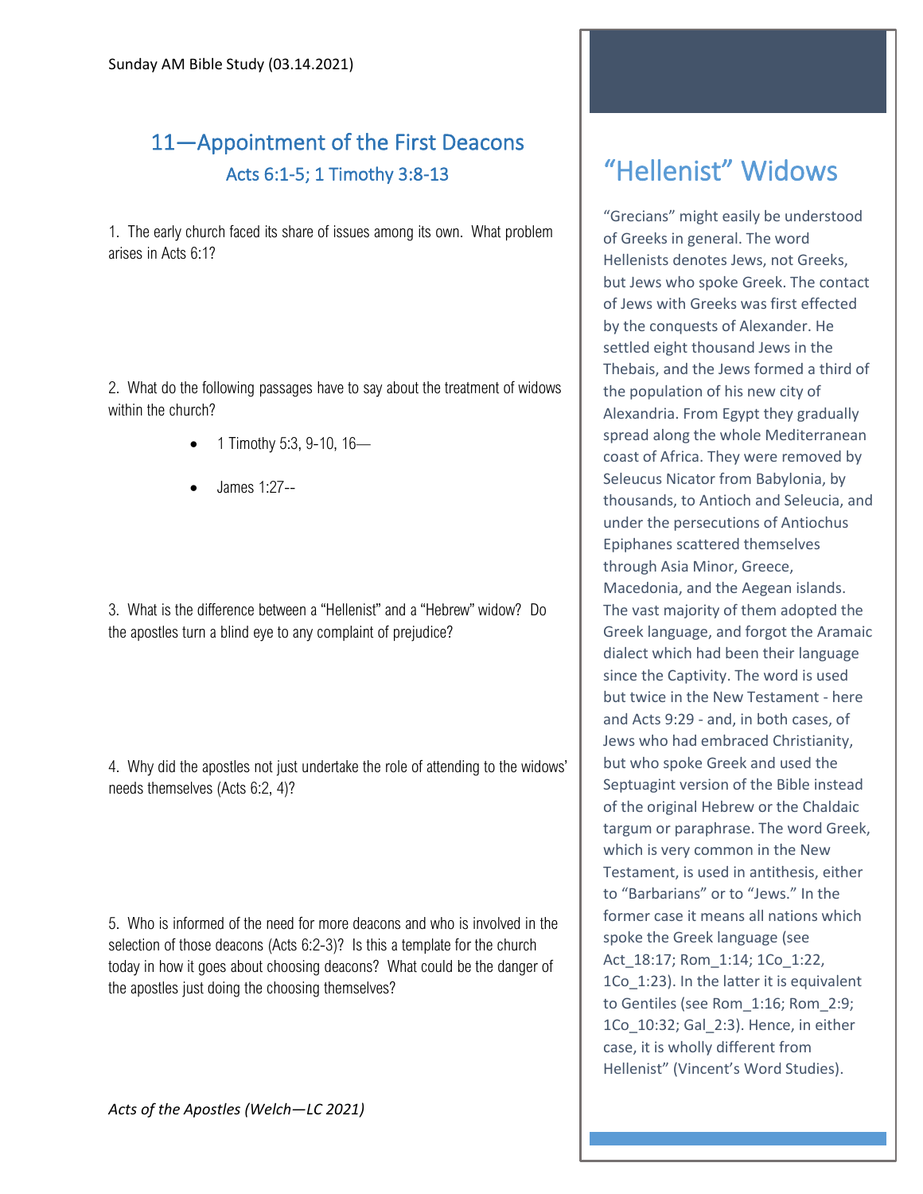Sunday AM Bible Study (03.14.2021)

## 11—Appointment of the First Deacons

### Acts 6:1-5; 1 Timothy 3:8-13

1. The early church faced its share of issues among its own. What problem arises in Acts 6:1?

2. What do the following passages have to say about the treatment of widows within the church?

- 1 Timothy 5:3, 9-10, 16—
- James 1:27--

3. What is the difference between a "Hellenist" and a "Hebrew" widow? Do the apostles turn a blind eye to any complaint of prejudice?

4. Why did the apostles not just undertake the role of attending to the widows' needs themselves (Acts 6:2, 4)?

5. Who is informed of the need for more deacons and who is involved in the selection of those deacons (Acts 6:2-3)? Is this a template for the church today in how it goes about choosing deacons? What could be the danger of the apostles just doing the choosing themselves?

*Acts of the Apostles (Welch—LC 2021)*

## "Hellenist" Widows

"Grecians" might easily be understood of Greeks in general. The word Hellenists denotes Jews, not Greeks, but Jews who spoke Greek. The contact of Jews with Greeks was first effected by the conquests of Alexander. He settled eight thousand Jews in the Thebais, and the Jews formed a third of the population of his new city of Alexandria. From Egypt they gradually spread along the whole Mediterranean coast of Africa. They were removed by Seleucus Nicator from Babylonia, by thousands, to Antioch and Seleucia, and under the persecutions of Antiochus Epiphanes scattered themselves through Asia Minor, Greece, Macedonia, and the Aegean islands. The vast majority of them adopted the Greek language, and forgot the Aramaic dialect which had been their language since the Captivity. The word is used but twice in the New Testament - here and Acts 9:29 - and, in both cases, of Jews who had embraced Christianity, but who spoke Greek and used the Septuagint version of the Bible instead of the original Hebrew or the Chaldaic targum or paraphrase. The word Greek, which is very common in the New Testament, is used in antithesis, either to "Barbarians" or to "Jews." In the former case it means all nations which spoke the Greek language (see Act_18:17; Rom_1:14; 1Co_1:22, 1Co_1:23). In the latter it is equivalent to Gentiles (see Rom_1:16; Rom_2:9; 1Co_10:32; Gal_2:3). Hence, in either case, it is wholly different from Hellenist" (Vincent's Word Studies).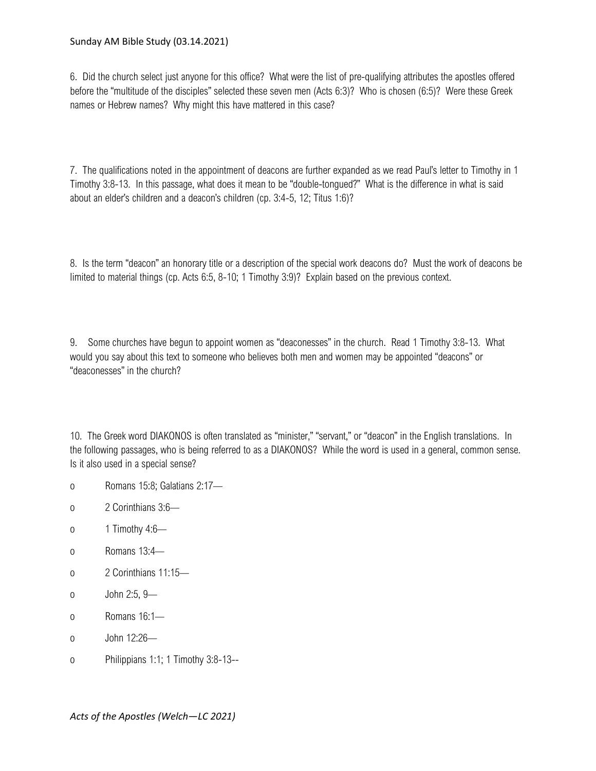6. Did the church select just anyone for this office? What were the list of pre-qualifying attributes the apostles offered before the "multitude of the disciples" selected these seven men (Acts 6:3)? Who is chosen (6:5)? Were these Greek names or Hebrew names? Why might this have mattered in this case?

7. The qualifications noted in the appointment of deacons are further expanded as we read Paul's letter to Timothy in 1 Timothy 3:8-13. In this passage, what does it mean to be "double-tongued?" What is the difference in what is said about an elder's children and a deacon's children (cp. 3:4-5, 12; Titus 1:6)?

8. Is the term "deacon" an honorary title or a description of the special work deacons do? Must the work of deacons be limited to material things (cp. Acts 6:5, 8-10; 1 Timothy 3:9)? Explain based on the previous context.

9. Some churches have begun to appoint women as "deaconesses" in the church. Read 1 Timothy 3:8-13. What would you say about this text to someone who believes both men and women may be appointed "deacons" or "deaconesses" in the church?

10. The Greek word DIAKONOS is often translated as "minister," "servant," or "deacon" in the English translations. In the following passages, who is being referred to as a DIAKONOS? While the word is used in a general, common sense. Is it also used in a special sense?

- Romans 15:8; Galatians 2:17—
- 2 Corinthians 3:6—
- 1 Timothy 4:6—
- Romans 13:4—
- 2 Corinthians 11:15—
- John 2:5, 9—
- Romans 16:1—
- John 12:26—
- Philippians 1:1; 1 Timothy 3:8-13--